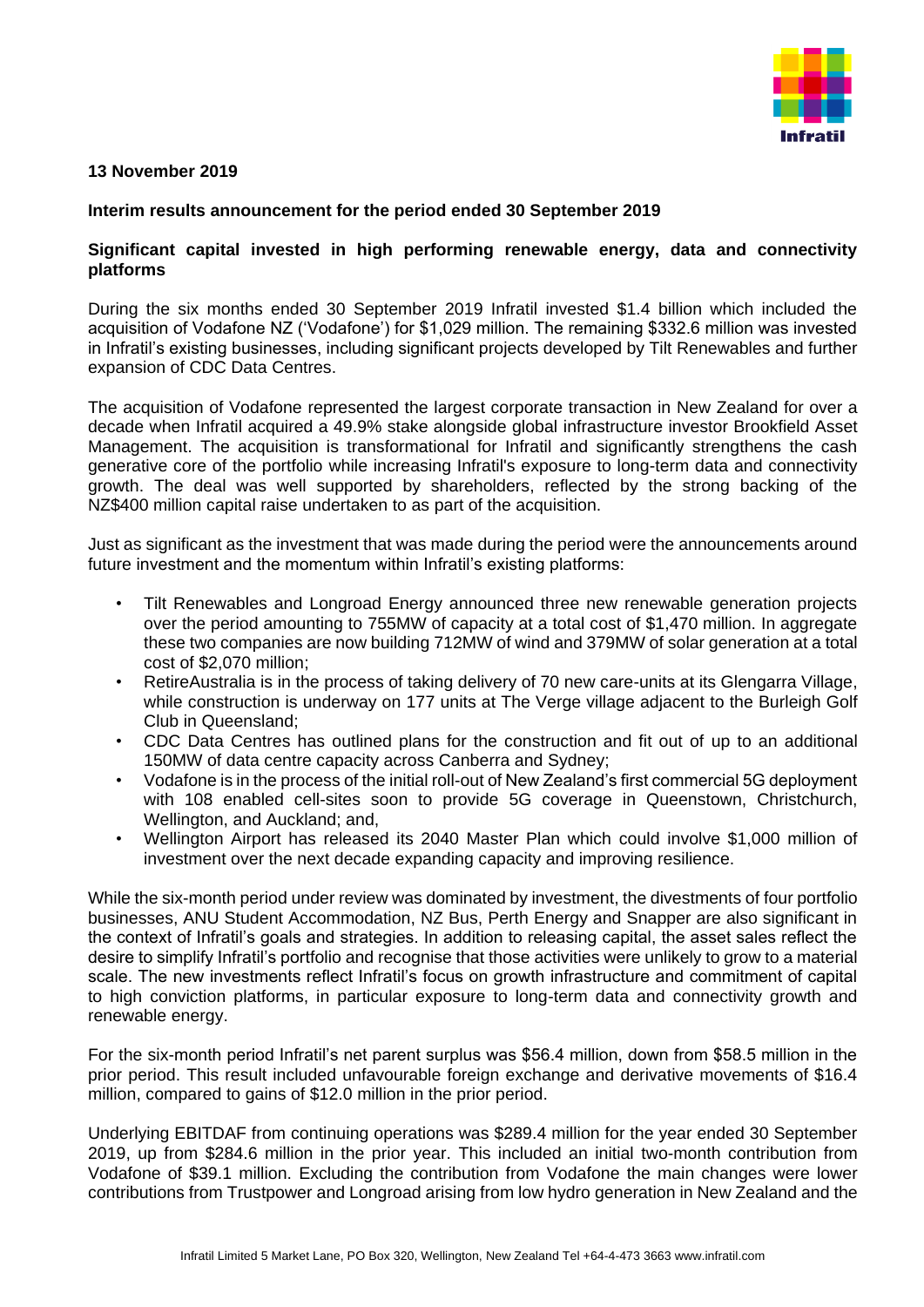**13 November 2019**

**Interim results announcement for the period ended 30 September 2019**

**Significant capital invested in high performing renewable energy, data and connectivity platforms**

During the six months ended 30 September 2019 Infratil invested $1.4 billion which included the acquisition of Vodafone NZ ('Vodafone') for $1,029 million. The remaining $332.6 million was invested in Infratil's existing businesses, including significant projects developed by Tilt Renewables and further expansion of CDC Data Centres.

The acquisition of Vodafone represented the largest corporate transaction in New Zealand for over a decade when Infratil acquired a 49.9% stake alongside global infrastructure investor Brookfield Asset Management. The acquisition is transformational for Infratil and significantly strengthens the cash generative core of the portfolio while increasing Infratil's exposure to long-term data and connectivity growth. The deal was well supported by shareholders, reflected by the strong backing of the NZ$400 million capital raise undertaken to as part of the acquisition.

Just as significant as the investment that was made during the period were the announcements around future investment and the momentum within Infratil's existing platforms:

- Tilt Renewables and Longroad Energy announced three new renewable generation projects over the period amounting to 755MW of capacity at a total cost of $1,470 million. In aggregate these two companies are now building 712MW of wind and 379MW of solar generation at a total cost of $2,070 million;
- RetireAustralia is in the process of taking delivery of 70 new care-units at its Glengarra Village, while construction is underway on 177 units at The Verge village adjacent to the Burleigh Golf Club in Queensland;
- CDC Data Centres has outlined plans for the construction and fit out of up to an additional 150MW of data centre capacity across Canberra and Sydney;
- Vodafone is in the process of the initial roll-out of New Zealand's first commercial 5G deployment with 108 enabled cell-sites soon to provide 5G coverage in Queenstown, Christchurch, Wellington, and Auckland; and,
- Wellington Airport has released its 2040 Master Plan which could involve $1,000 million of investment over the next decade expanding capacity and improving resilience.

While the six-month period under review was dominated by investment, the divestments of four portfolio businesses, ANU Student Accommodation, NZ Bus, Perth Energy and Snapper are also significant in the context of Infratil's goals and strategies. In addition to releasing capital, the asset sales reflect the desire to simplify Infratil's portfolio and recognise that those activities were unlikely to grow to a material scale. The new investments reflect Infratil's focus on growth infrastructure and commitment of capital to high conviction platforms, in particular exposure to long-term data and connectivity growth and renewable energy.

For the six-month period Infratil's net parent surplus was $56.4 million, down from $58.5 million in the prior period. This result included unfavourable foreign exchange and derivative movements of $16.4 million, compared to gains of $12.0 million in the prior period.

Underlying EBITDAF from continuing operations was $289.4 million for the year ended 30 September 2019, up from $284.6 million in the prior year. This included an initial two-month contribution from Vodafone of $39.1 million. Excluding the contribution from Vodafone the main changes were lower contributions from Trustpower and Longroad arising from low hydro generation in New Zealand and the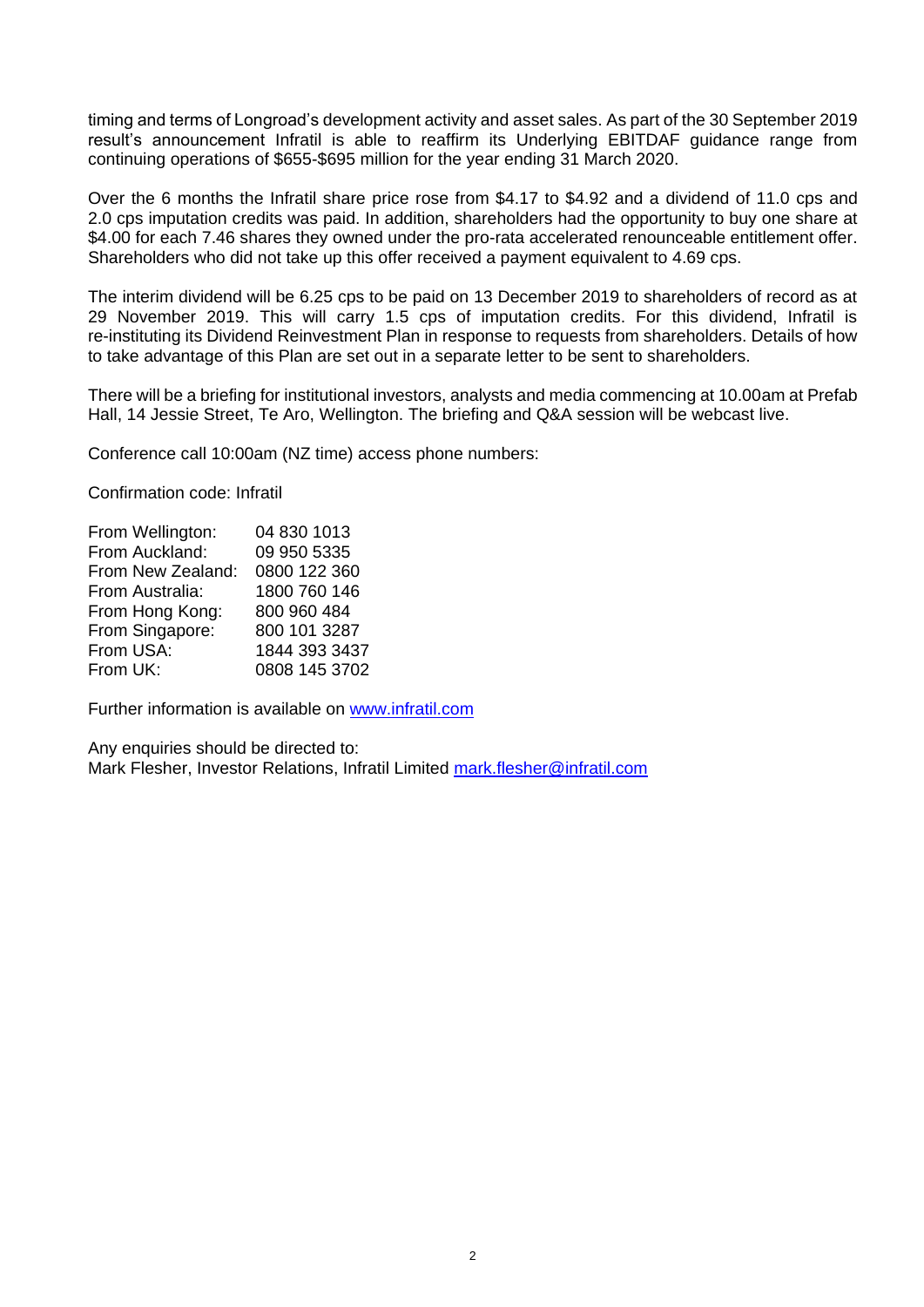timing and terms of Longroad's development activity and asset sales. As part of the 30 September 2019 result's announcement Infratil is able to reaffirm its Underlying EBITDAF guidance range from continuing operations of $655-$695 million for the year ending 31 March 2020.

Over the 6 months the Infratil share price rose from $4.17 to $4.92 and a dividend of 11.0 cps and 2.0 cps imputation credits was paid. In addition, shareholders had the opportunity to buy one share at $4.00 for each 7.46 shares they owned under the pro-rata accelerated renounceable entitlement offer. Shareholders who did not take up this offer received a payment equivalent to 4.69 cps.

The interim dividend will be 6.25 cps to be paid on 13 December 2019 to shareholders of record as at 29 November 2019. This will carry 1.5 cps of imputation credits. For this dividend, Infratil is re-instituting its Dividend Reinvestment Plan in response to requests from shareholders. Details of how to take advantage of this Plan are set out in a separate letter to be sent to shareholders.

There will be a briefing for institutional investors, analysts and media commencing at 10.00am at Prefab Hall, 14 Jessie Street, Te Aro, Wellington. The briefing and Q&A session will be webcast live.

Conference call 10:00am (NZ time) access phone numbers:

Confirmation code: Infratil

| | |
|---|---|
| From Wellington: | 04 830 1013 |
| From Auckland: | 09 950 5335 |
| From New Zealand: | 0800 122 360 |
| From Australia: | 1800 760 146 |
| From Hong Kong: | 800 960 484 |
| From Singapore: | 800 101 3287 |
| From USA: | 1844 393 3437 |
| From UK: | 0808 145 3702 |

Further information is available on www.infratil.com

Any enquiries should be directed to:
Mark Flesher, Investor Relations, Infratil Limited mark.flesher@infratil.com